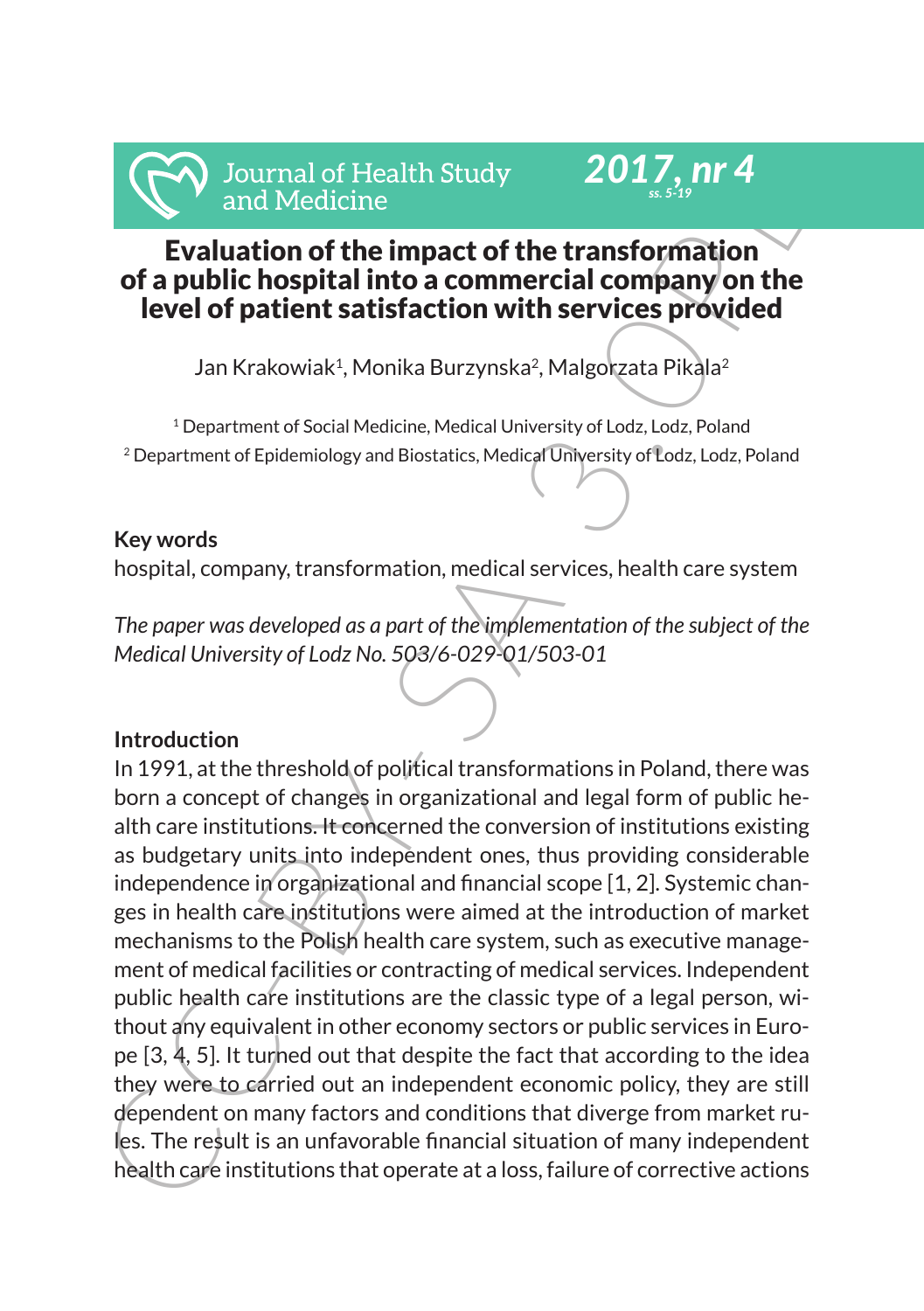# Evaluation of the impact of the transformation of a public hospital into a commercial company on the level of patient satisfaction with services provided

Jan Krakowiak[1], Monika Burzynska[2], Malgorzata Pikala[2]

[1] Department of Social Medicine, Medical University of Lodz, Lodz, Poland

[2] Department of Epidemiology and Biostatics, Medical University of Lodz, Lodz, Poland

## Key words

hospital, company, transformation, medical services, health care system

*The paper was developed as a part of the implementation of the subject of the Medical University of Lodz No. 503/6-029-01/503-01*

## Introduction

In 1991, at the threshold of political transformations in Poland, there was born a concept of changes in organizational and legal form of public health care institutions. It concerned the conversion of institutions existing as budgetary units into independent ones, thus providing considerable independence in organizational and financial scope [1, 2]. Systemic changes in health care institutions were aimed at the introduction of market mechanisms to the Polish health care system, such as executive management of medical facilities or contracting of medical services. Independent public health care institutions are the classic type of a legal person, without any equivalent in other economy sectors or public services in Europe [3, 4, 5]. It turned out that despite the fact that according to the idea they were to carried out an independent economic policy, they are still dependent on many factors and conditions that diverge from market rules. The result is an unfavorable financial situation of many independent health care institutions that operate at a loss, failure of corrective actions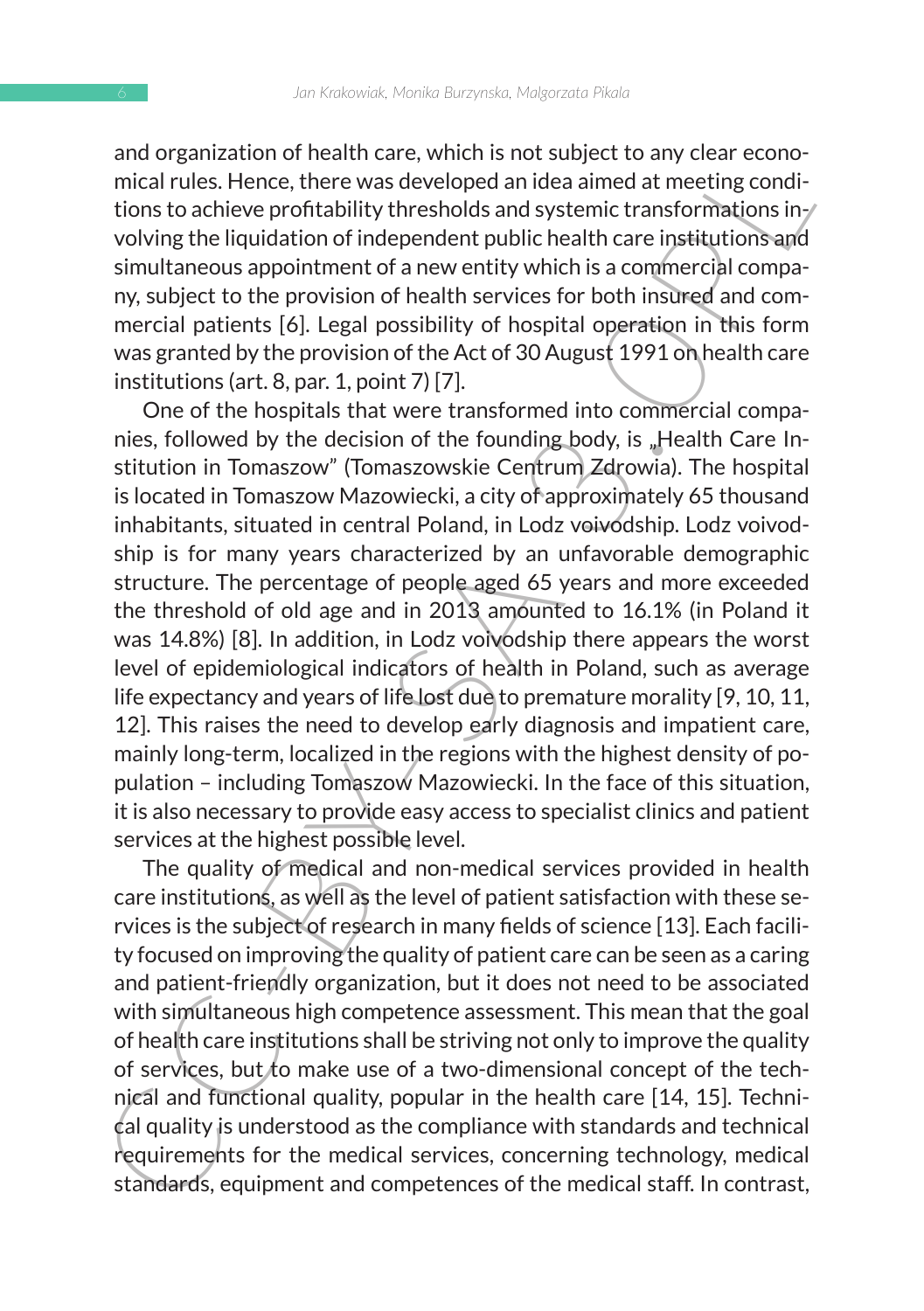and organization of health care, which is not subject to any clear economical rules. Hence, there was developed an idea aimed at meeting conditions to achieve profitability thresholds and systemic transformations involving the liquidation of independent public health care institutions and simultaneous appointment of a new entity which is a commercial company, subject to the provision of health services for both insured and commercial patients [6]. Legal possibility of hospital operation in this form was granted by the provision of the Act of 30 August 1991 on health care institutions (art. 8, par. 1, point 7) [7].

One of the hospitals that were transformed into commercial companies, followed by the decision of the founding body, is „Health Care Institution in Tomaszow" (Tomaszowskie Centrum Zdrowia). The hospital is located in Tomaszow Mazowiecki, a city of approximately 65 thousand inhabitants, situated in central Poland, in Lodz voivodship. Lodz voivodship is for many years characterized by an unfavorable demographic structure. The percentage of people aged 65 years and more exceeded the threshold of old age and in 2013 amounted to 16.1% (in Poland it was 14.8%) [8]. In addition, in Lodz voivodship there appears the worst level of epidemiological indicators of health in Poland, such as average life expectancy and years of life lost due to premature morality [9, 10, 11, 12]. This raises the need to develop early diagnosis and impatient care, mainly long-term, localized in the regions with the highest density of population – including Tomaszow Mazowiecki. In the face of this situation, it is also necessary to provide easy access to specialist clinics and patient services at the highest possible level.

The quality of medical and non-medical services provided in health care institutions, as well as the level of patient satisfaction with these services is the subject of research in many fields of science [13]. Each facility focused on improving the quality of patient care can be seen as a caring and patient-friendly organization, but it does not need to be associated with simultaneous high competence assessment. This mean that the goal of health care institutions shall be striving not only to improve the quality of services, but to make use of a two-dimensional concept of the technical and functional quality, popular in the health care [14, 15]. Technical quality is understood as the compliance with standards and technical requirements for the medical services, concerning technology, medical standards, equipment and competences of the medical staff. In contrast,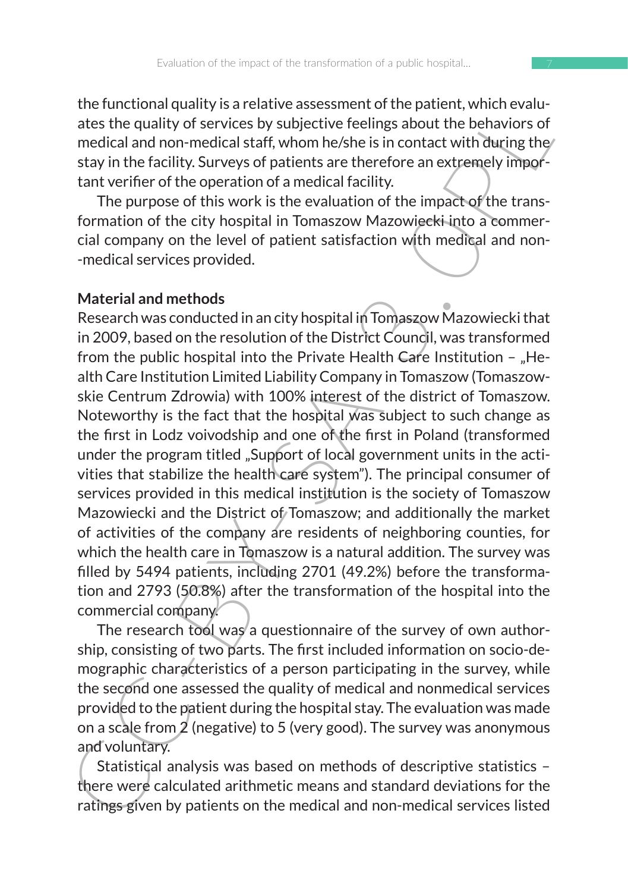the functional quality is a relative assessment of the patient, which evaluates the quality of services by subjective feelings about the behaviors of medical and non-medical staff, whom he/she is in contact with during the stay in the facility. Surveys of patients are therefore an extremely important verifier of the operation of a medical facility.

The purpose of this work is the evaluation of the impact of the transformation of the city hospital in Tomaszow Mazowiecki into a commercial company on the level of patient satisfaction with medical and non-medical services provided.

## Material and methods

Research was conducted in an city hospital in Tomaszow Mazowiecki that in 2009, based on the resolution of the District Council, was transformed from the public hospital into the Private Health Care Institution – „Health Care Institution Limited Liability Company in Tomaszow (Tomaszowskie Centrum Zdrowia) with 100% interest of the district of Tomaszow. Noteworthy is the fact that the hospital was subject to such change as the first in Lodz voivodship and one of the first in Poland (transformed under the program titled „Support of local government units in the activities that stabilize the health care system"). The principal consumer of services provided in this medical institution is the society of Tomaszow Mazowiecki and the District of Tomaszow; and additionally the market of activities of the company are residents of neighboring counties, for which the health care in Tomaszow is a natural addition. The survey was filled by 5494 patients, including 2701 (49.2%) before the transformation and 2793 (50.8%) after the transformation of the hospital into the commercial company.

The research tool was a questionnaire of the survey of own authorship, consisting of two parts. The first included information on socio-demographic characteristics of a person participating in the survey, while the second one assessed the quality of medical and nonmedical services provided to the patient during the hospital stay. The evaluation was made on a scale from 2 (negative) to 5 (very good). The survey was anonymous and voluntary.

Statistical analysis was based on methods of descriptive statistics – there were calculated arithmetic means and standard deviations for the ratings given by patients on the medical and non-medical services listed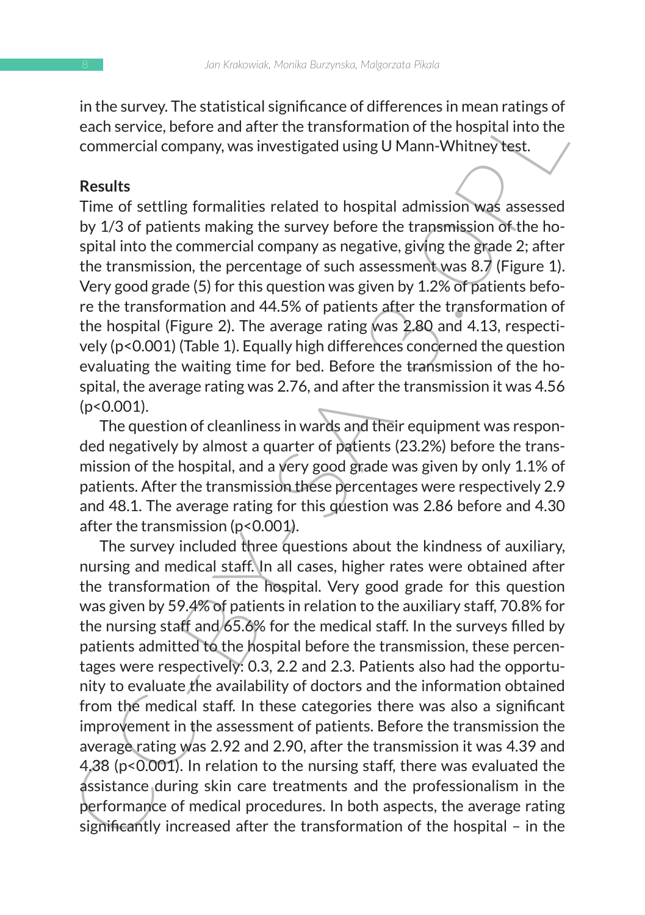in the survey. The statistical significance of differences in mean ratings of each service, before and after the transformation of the hospital into the commercial company, was investigated using U Mann-Whitney test.

## Results

Time of settling formalities related to hospital admission was assessed by 1/3 of patients making the survey before the transmission of the hospital into the commercial company as negative, giving the grade 2; after the transmission, the percentage of such assessment was 8.7 (Figure 1). Very good grade (5) for this question was given by 1.2% of patients before the transformation and 44.5% of patients after the transformation of the hospital (Figure 2). The average rating was 2.80 and 4.13, respectively ($p<0.001$) (Table 1). Equally high differences concerned the question evaluating the waiting time for bed. Before the transmission of the hospital, the average rating was 2.76, and after the transmission it was 4.56 ($p<0.001$).

The question of cleanliness in wards and their equipment was responded negatively by almost a quarter of patients (23.2%) before the transmission of the hospital, and a very good grade was given by only 1.1% of patients. After the transmission these percentages were respectively 2.9 and 48.1. The average rating for this question was 2.86 before and 4.30 after the transmission ($p<0.001$).

The survey included three questions about the kindness of auxiliary, nursing and medical staff. In all cases, higher rates were obtained after the transformation of the hospital. Very good grade for this question was given by 59.4% of patients in relation to the auxiliary staff, 70.8% for the nursing staff and 65.6% for the medical staff. In the surveys filled by patients admitted to the hospital before the transmission, these percentages were respectively: 0.3, 2.2 and 2.3. Patients also had the opportunity to evaluate the availability of doctors and the information obtained from the medical staff. In these categories there was also a significant improvement in the assessment of patients. Before the transmission the average rating was 2.92 and 2.90, after the transmission it was 4.39 and 4.38 ($p<0.001$). In relation to the nursing staff, there was evaluated the assistance during skin care treatments and the professionalism in the performance of medical procedures. In both aspects, the average rating significantly increased after the transformation of the hospital – in the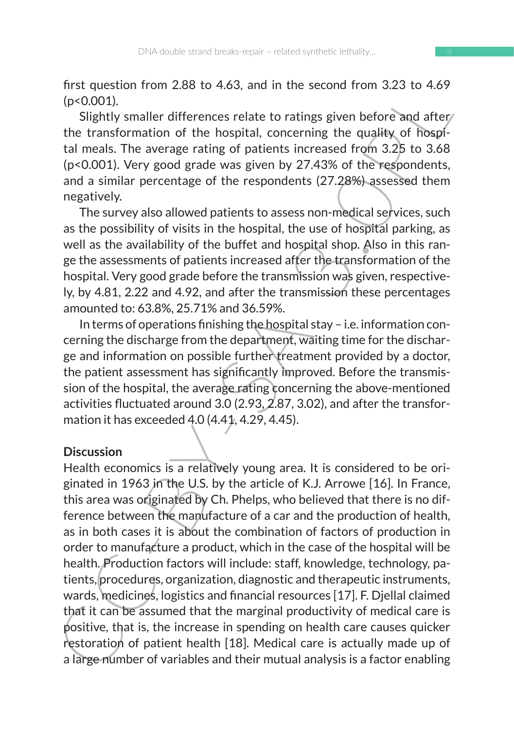first question from 2.88 to 4.63, and in the second from 3.23 to 4.69 ($p<0.001$).

Slightly smaller differences relate to ratings given before and after the transformation of the hospital, concerning the quality of hospital meals. The average rating of patients increased from 3.25 to 3.68 ($p<0.001$). Very good grade was given by 27.43% of the respondents, and a similar percentage of the respondents (27.28%) assessed them negatively.

The survey also allowed patients to assess non-medical services, such as the possibility of visits in the hospital, the use of hospital parking, as well as the availability of the buffet and hospital shop. Also in this range the assessments of patients increased after the transformation of the hospital. Very good grade before the transmission was given, respectively, by 4.81, 2.22 and 4.92, and after the transmission these percentages amounted to: 63.8%, 25.71% and 36.59%.

In terms of operations finishing the hospital stay – i.e. information concerning the discharge from the department, waiting time for the discharge and information on possible further treatment provided by a doctor, the patient assessment has significantly improved. Before the transmission of the hospital, the average rating concerning the above-mentioned activities fluctuated around 3.0 (2.93, 2.87, 3.02), and after the transformation it has exceeded 4.0 (4.41, 4.29, 4.45).

**Discussion**

Health economics is a relatively young area. It is considered to be originated in 1963 in the U.S. by the article of K.J. Arrowe [16]. In France, this area was originated by Ch. Phelps, who believed that there is no difference between the manufacture of a car and the production of health, as in both cases it is about the combination of factors of production in order to manufacture a product, which in the case of the hospital will be health. Production factors will include: staff, knowledge, technology, patients, procedures, organization, diagnostic and therapeutic instruments, wards, medicines, logistics and financial resources [17]. F. Djellal claimed that it can be assumed that the marginal productivity of medical care is positive, that is, the increase in spending on health care causes quicker restoration of patient health [18]. Medical care is actually made up of a large number of variables and their mutual analysis is a factor enabling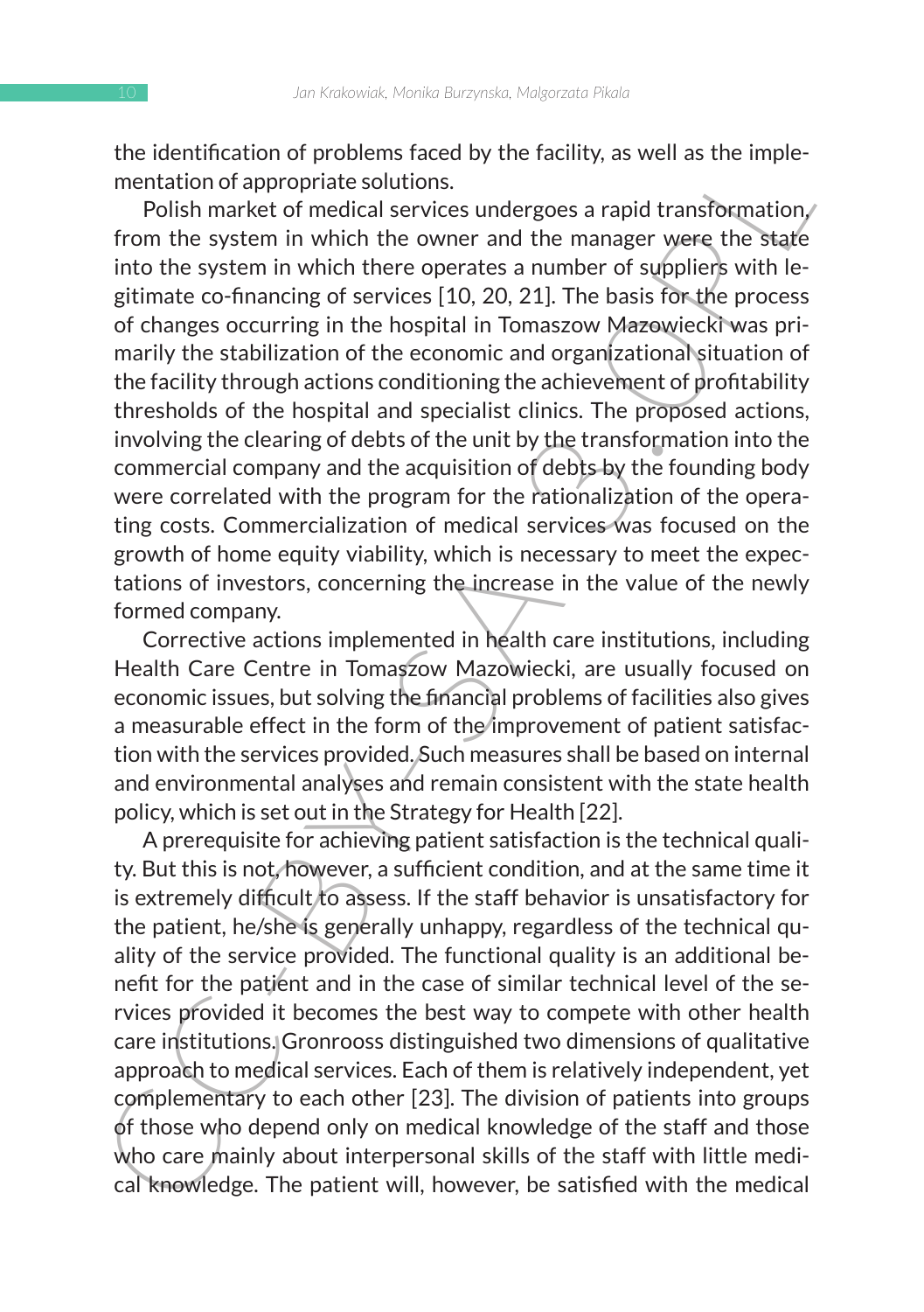the identification of problems faced by the facility, as well as the implementation of appropriate solutions.

Polish market of medical services undergoes a rapid transformation, from the system in which the owner and the manager were the state into the system in which there operates a number of suppliers with legitimate co-financing of services [10, 20, 21]. The basis for the process of changes occurring in the hospital in Tomaszow Mazowiecki was primarily the stabilization of the economic and organizational situation of the facility through actions conditioning the achievement of profitability thresholds of the hospital and specialist clinics. The proposed actions, involving the clearing of debts of the unit by the transformation into the commercial company and the acquisition of debts by the founding body were correlated with the program for the rationalization of the operating costs. Commercialization of medical services was focused on the growth of home equity viability, which is necessary to meet the expectations of investors, concerning the increase in the value of the newly formed company.

Corrective actions implemented in health care institutions, including Health Care Centre in Tomaszow Mazowiecki, are usually focused on economic issues, but solving the financial problems of facilities also gives a measurable effect in the form of the improvement of patient satisfaction with the services provided. Such measures shall be based on internal and environmental analyses and remain consistent with the state health policy, which is set out in the Strategy for Health [22].

A prerequisite for achieving patient satisfaction is the technical quality. But this is not, however, a sufficient condition, and at the same time it is extremely difficult to assess. If the staff behavior is unsatisfactory for the patient, he/she is generally unhappy, regardless of the technical quality of the service provided. The functional quality is an additional benefit for the patient and in the case of similar technical level of the services provided it becomes the best way to compete with other health care institutions. Gronrooss distinguished two dimensions of qualitative approach to medical services. Each of them is relatively independent, yet complementary to each other [23]. The division of patients into groups of those who depend only on medical knowledge of the staff and those who care mainly about interpersonal skills of the staff with little medical knowledge. The patient will, however, be satisfied with the medical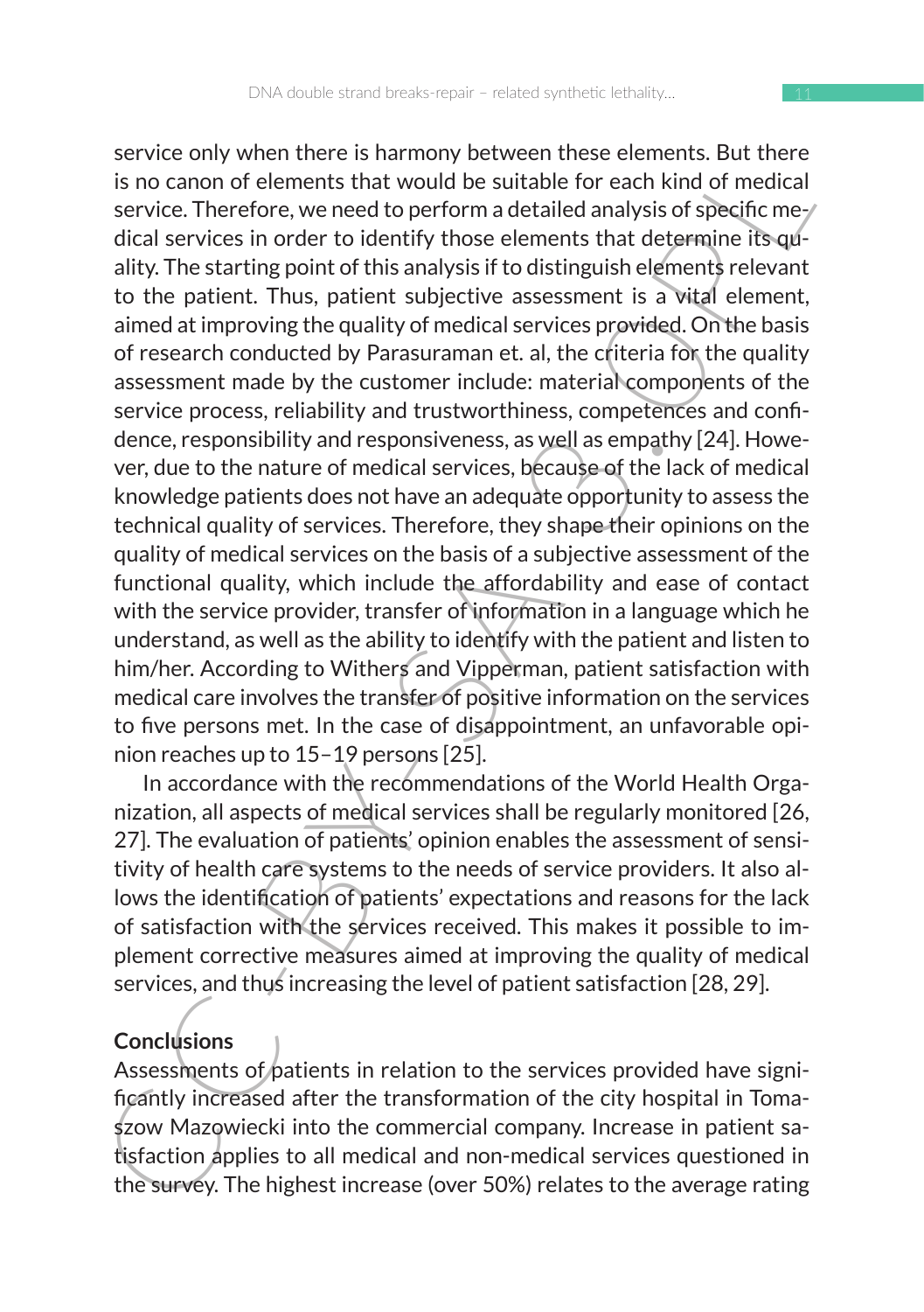service only when there is harmony between these elements. But there is no canon of elements that would be suitable for each kind of medical service. Therefore, we need to perform a detailed analysis of specific medical services in order to identify those elements that determine its quality. The starting point of this analysis if to distinguish elements relevant to the patient. Thus, patient subjective assessment is a vital element, aimed at improving the quality of medical services provided. On the basis of research conducted by Parasuraman et. al, the criteria for the quality assessment made by the customer include: material components of the service process, reliability and trustworthiness, competences and confidence, responsibility and responsiveness, as well as empathy [24]. However, due to the nature of medical services, because of the lack of medical knowledge patients does not have an adequate opportunity to assess the technical quality of services. Therefore, they shape their opinions on the quality of medical services on the basis of a subjective assessment of the functional quality, which include the affordability and ease of contact with the service provider, transfer of information in a language which he understand, as well as the ability to identify with the patient and listen to him/her. According to Withers and Vipperman, patient satisfaction with medical care involves the transfer of positive information on the services to five persons met. In the case of disappointment, an unfavorable opinion reaches up to 15–19 persons [25].

In accordance with the recommendations of the World Health Organization, all aspects of medical services shall be regularly monitored [26, 27]. The evaluation of patients' opinion enables the assessment of sensitivity of health care systems to the needs of service providers. It also allows the identification of patients' expectations and reasons for the lack of satisfaction with the services received. This makes it possible to implement corrective measures aimed at improving the quality of medical services, and thus increasing the level of patient satisfaction [28, 29].

## Conclusions

Assessments of patients in relation to the services provided have significantly increased after the transformation of the city hospital in Tomaszow Mazowiecki into the commercial company. Increase in patient satisfaction applies to all medical and non-medical services questioned in the survey. The highest increase (over 50%) relates to the average rating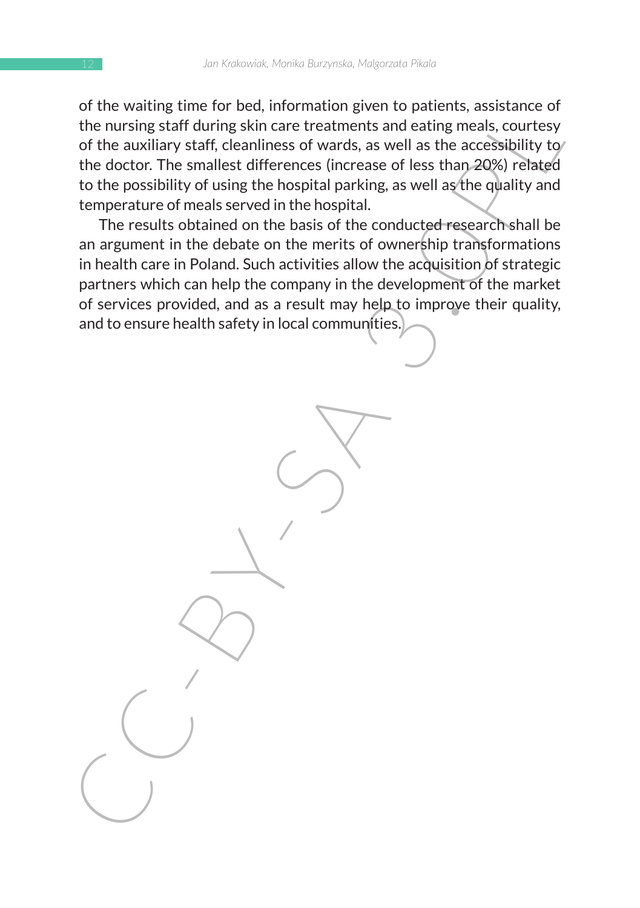of the waiting time for bed, information given to patients, assistance of the nursing staff during skin care treatments and eating meals, courtesy of the auxiliary staff, cleanliness of wards, as well as the accessibility to the doctor. The smallest differences (increase of less than 20%) related to the possibility of using the hospital parking, as well as the quality and temperature of meals served in the hospital.

The results obtained on the basis of the conducted research shall be an argument in the debate on the merits of ownership transformations in health care in Poland. Such activities allow the acquisition of strategic partners which can help the company in the development of the market of services provided, and as a result may help to improve their quality, and to ensure health safety in local communities.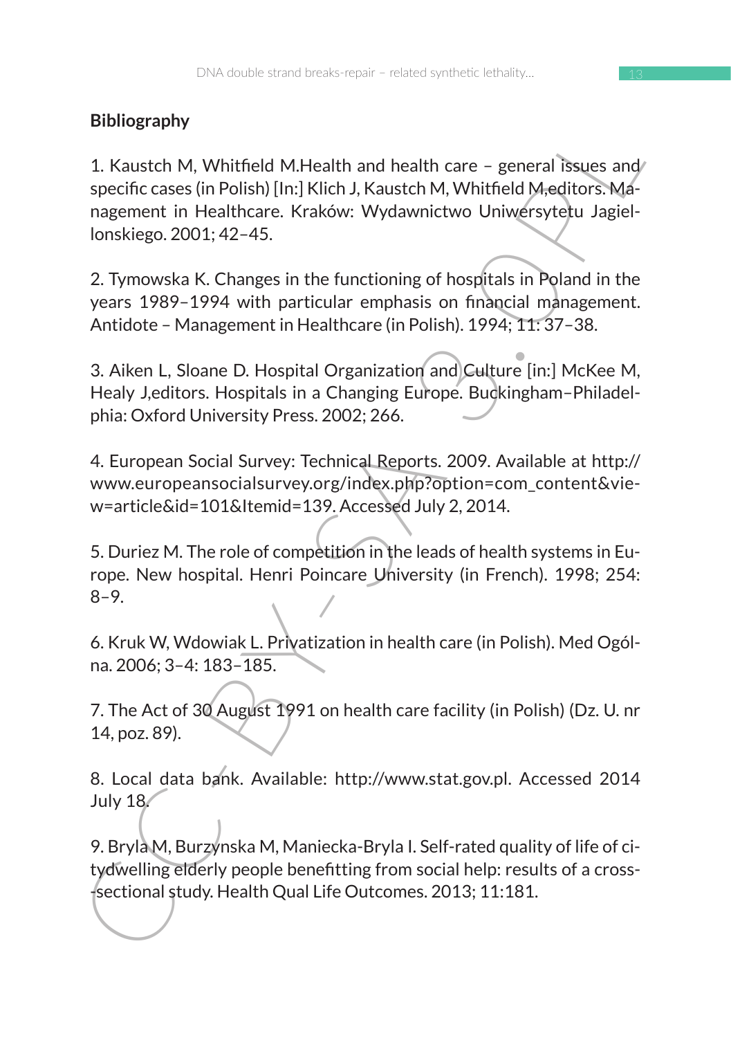**Bibliography**

1. Kaustch M, Whitfield M.Health and health care – general issues and specific cases (in Polish) [In:] Klich J, Kaustch M, Whitfield M,editors. Management in Healthcare. Kraków: Wydawnictwo Uniwersytetu Jagiellonskiego. 2001; 42–45.

2. Tymowska K. Changes in the functioning of hospitals in Poland in the years 1989–1994 with particular emphasis on financial management. Antidote – Management in Healthcare (in Polish). 1994; 11: 37–38.

3. Aiken L, Sloane D. Hospital Organization and Culture [in:] McKee M, Healy J,editors. Hospitals in a Changing Europe. Buckingham–Philadelphia: Oxford University Press. 2002; 266.

4. European Social Survey: Technical Reports. 2009. Available at http://www.europeansocialsurvey.org/index.php?option=com_content&view=article&id=101&Itemid=139. Accessed July 2, 2014.

5. Duriez M. The role of competition in the leads of health systems in Europe. New hospital. Henri Poincare University (in French). 1998; 254: 8–9.

6. Kruk W, Wdowiak L. Privatization in health care (in Polish). Med Ogólna. 2006; 3–4: 183–185.

7. The Act of 30 August 1991 on health care facility (in Polish) (Dz. U. nr 14, poz. 89).

8. Local data bank. Available: http://www.stat.gov.pl. Accessed 2014 July 18.

9. Bryla M, Burzynska M, Maniecka-Bryla I. Self-rated quality of life of city-dwelling elderly people benefitting from social help: results of a cross-sectional study. Health Qual Life Outcomes. 2013; 11:181.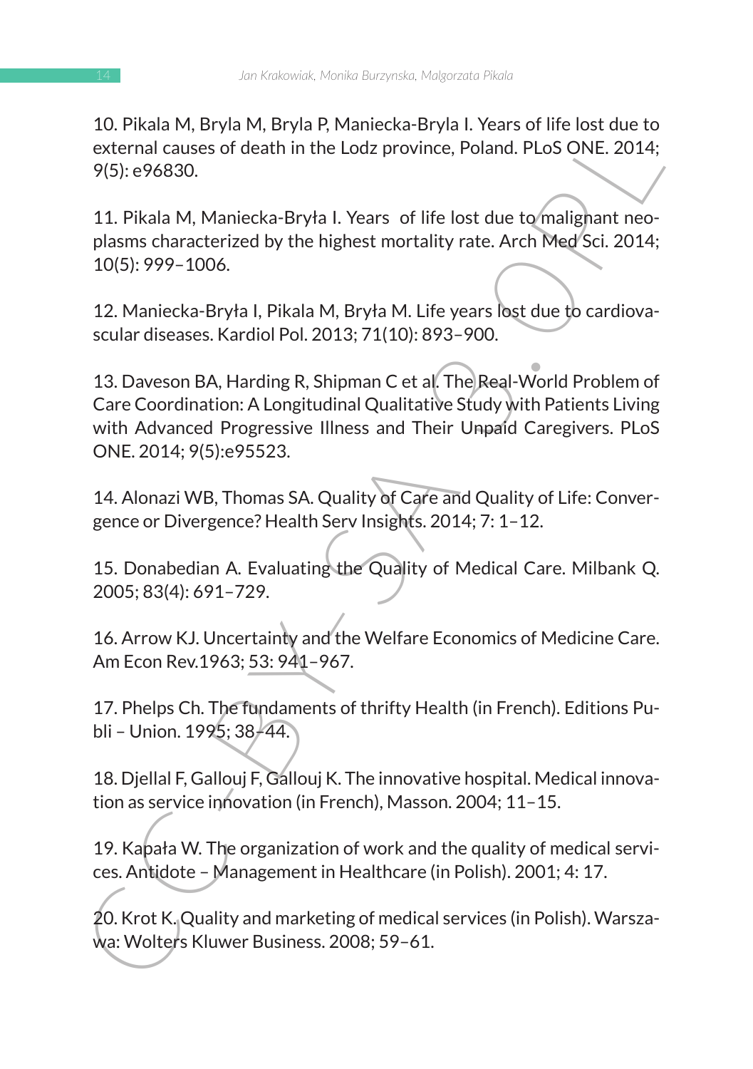10. Pikala M, Bryla M, Bryla P, Maniecka-Bryla I. Years of life lost due to external causes of death in the Lodz province, Poland. PLoS ONE. 2014; 9(5): e96830.

11. Pikala M, Maniecka-Bryła I. Years of life lost due to malignant neoplasms characterized by the highest mortality rate. Arch Med Sci. 2014; 10(5): 999–1006.

12. Maniecka-Bryła I, Pikala M, Bryła M. Life years lost due to cardiovascular diseases. Kardiol Pol. 2013; 71(10): 893–900.

13. Daveson BA, Harding R, Shipman C et al. The Real-World Problem of Care Coordination: A Longitudinal Qualitative Study with Patients Living with Advanced Progressive Illness and Their Unpaid Caregivers. PLoS ONE. 2014; 9(5):e95523.

14. Alonazi WB, Thomas SA. Quality of Care and Quality of Life: Convergence or Divergence? Health Serv Insights. 2014; 7: 1–12.

15. Donabedian A. Evaluating the Quality of Medical Care. Milbank Q. 2005; 83(4): 691–729.

16. Arrow KJ. Uncertainty and the Welfare Economics of Medicine Care. Am Econ Rev.1963; 53: 941–967.

17. Phelps Ch. The fundaments of thrifty Health (in French). Editions Publi – Union. 1995; 38–44.

18. Djellal F, Gallouj F, Gallouj K. The innovative hospital. Medical innovation as service innovation (in French), Masson. 2004; 11–15.

19. Kapała W. The organization of work and the quality of medical services. Antidote – Management in Healthcare (in Polish). 2001; 4: 17.

20. Krot K. Quality and marketing of medical services (in Polish). Warszawa: Wolters Kluwer Business. 2008; 59–61.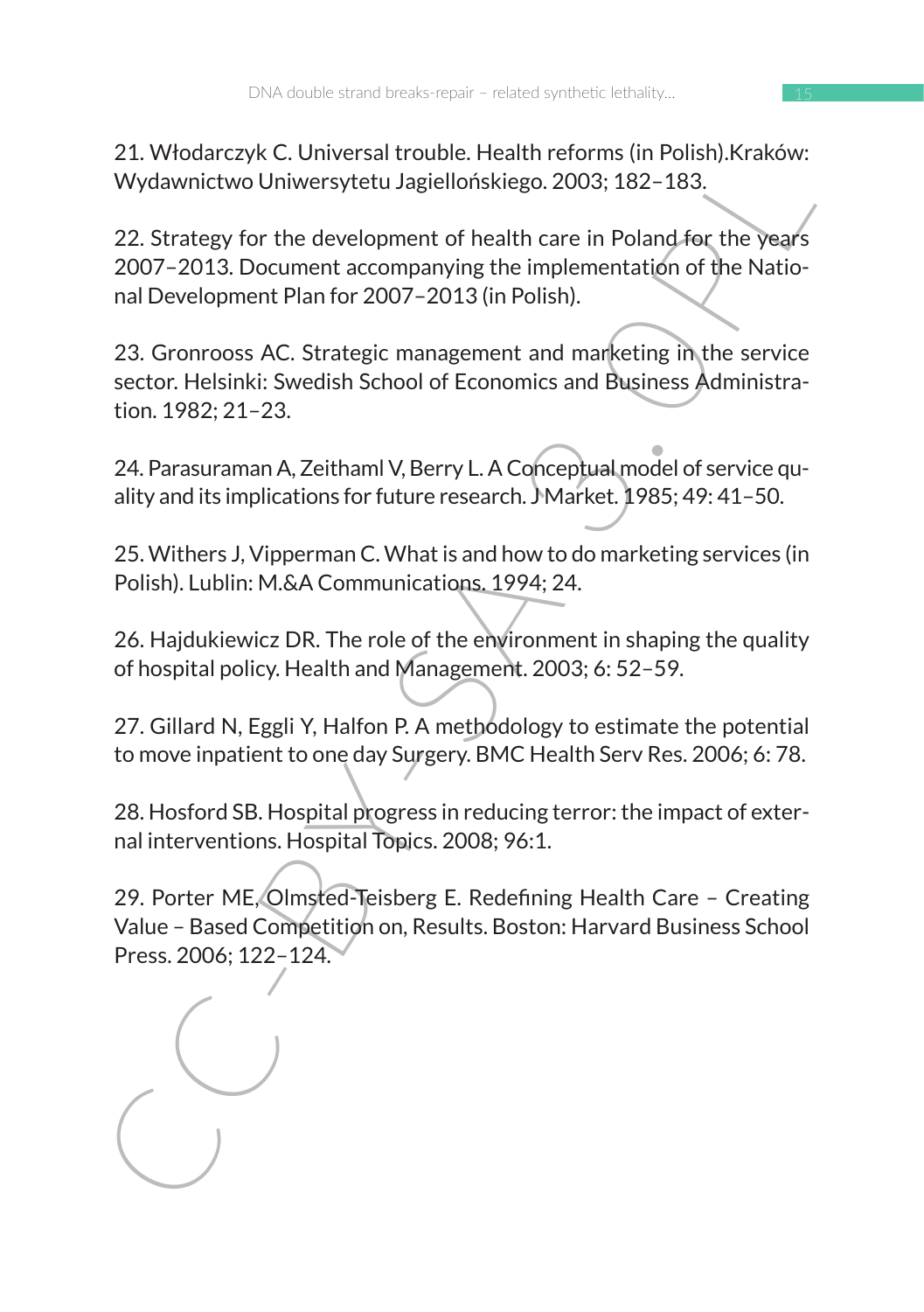21. Włodarczyk C. Universal trouble. Health reforms (in Polish).Kraków: Wydawnictwo Uniwersytetu Jagiellońskiego. 2003; 182–183.

22. Strategy for the development of health care in Poland for the years 2007–2013. Document accompanying the implementation of the National Development Plan for 2007–2013 (in Polish).

23. Gronrooss AC. Strategic management and marketing in the service sector. Helsinki: Swedish School of Economics and Business Administration. 1982; 21–23.

24. Parasuraman A, Zeithaml V, Berry L. A Conceptual model of service quality and its implications for future research. J Market. 1985; 49: 41–50.

25. Withers J, Vipperman C. What is and how to do marketing services (in Polish). Lublin: M.&A Communications. 1994; 24.

26. Hajdukiewicz DR. The role of the environment in shaping the quality of hospital policy. Health and Management. 2003; 6: 52–59.

27. Gillard N, Eggli Y, Halfon P. A methodology to estimate the potential to move inpatient to one day Surgery. BMC Health Serv Res. 2006; 6: 78.

28. Hosford SB. Hospital progress in reducing terror: the impact of external interventions. Hospital Topics. 2008; 96:1.

29. Porter ME, Olmsted-Teisberg E. Redefining Health Care – Creating Value – Based Competition on, Results. Boston: Harvard Business School Press. 2006; 122–124.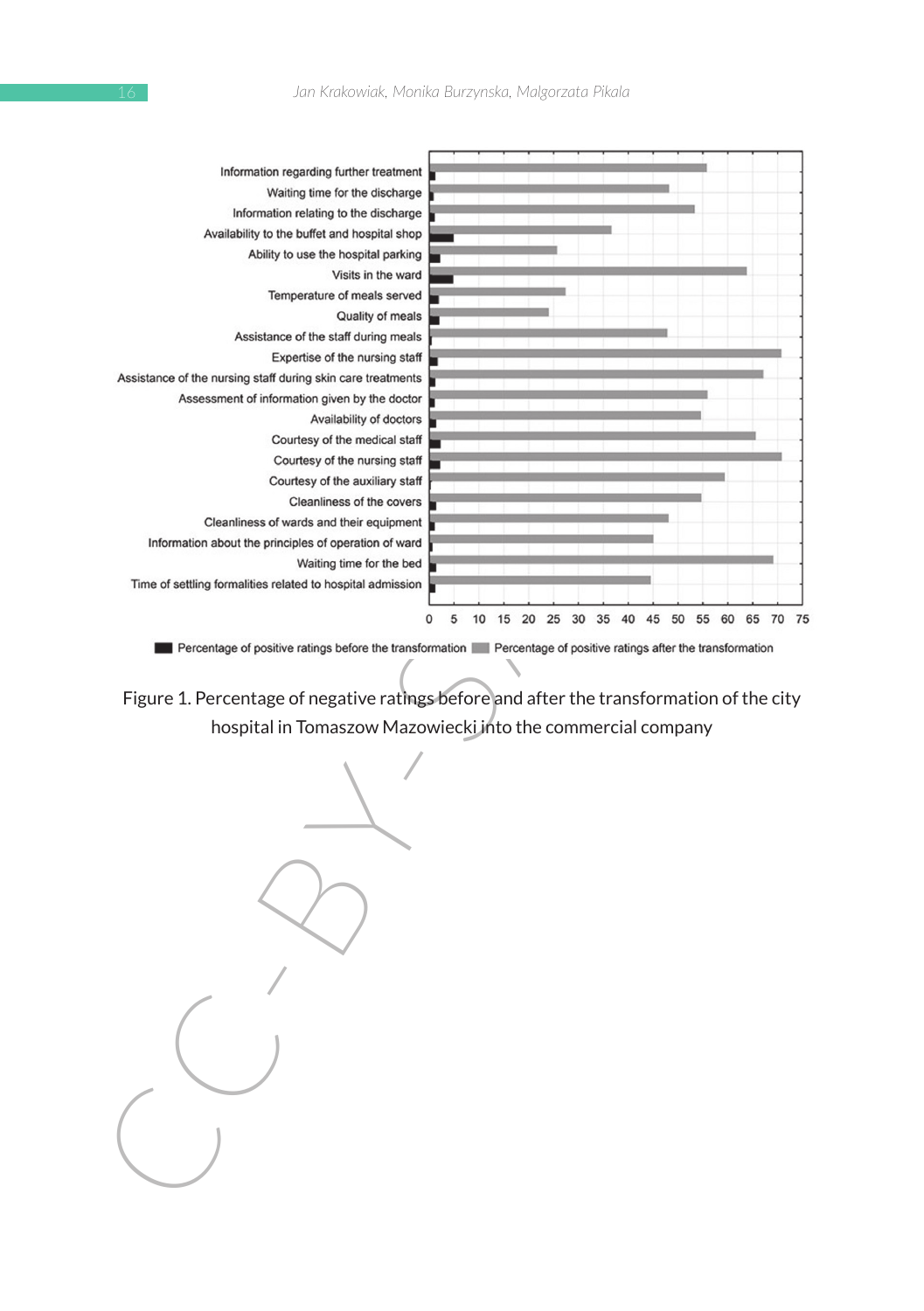Figure 1. Percentage of negative ratings before and after the transformation of the city hospital in Tomaszow Mazowiecki into the commercial company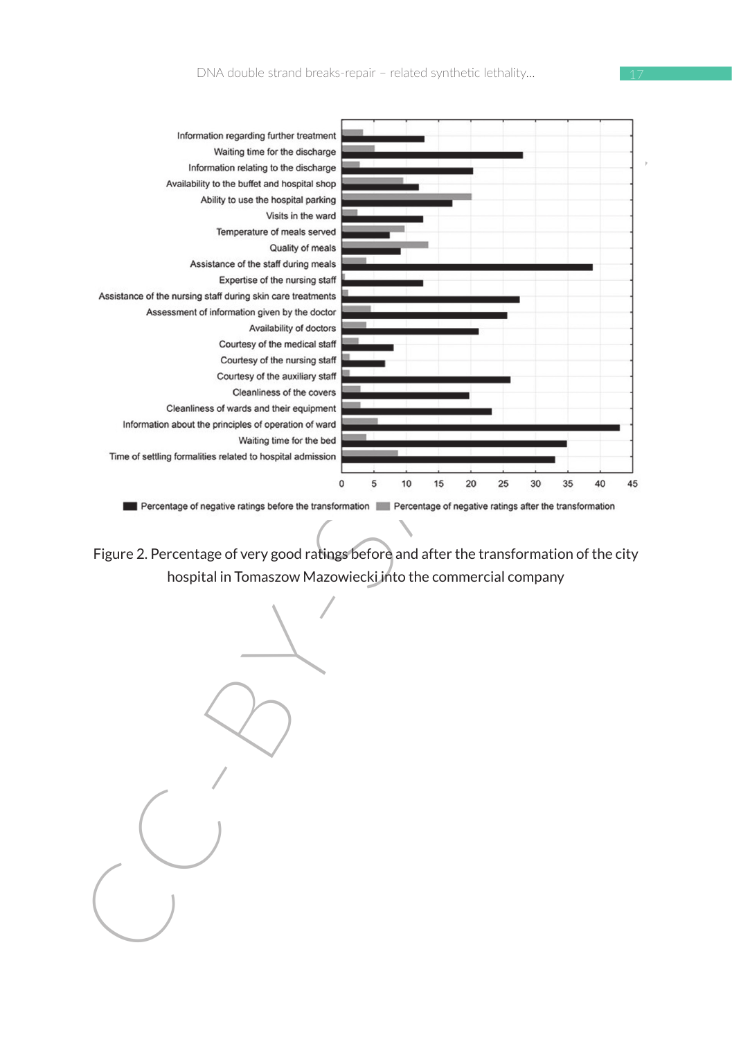Figure 2. Percentage of very good ratings before and after the transformation of the city hospital in Tomaszow Mazowiecki into the commercial company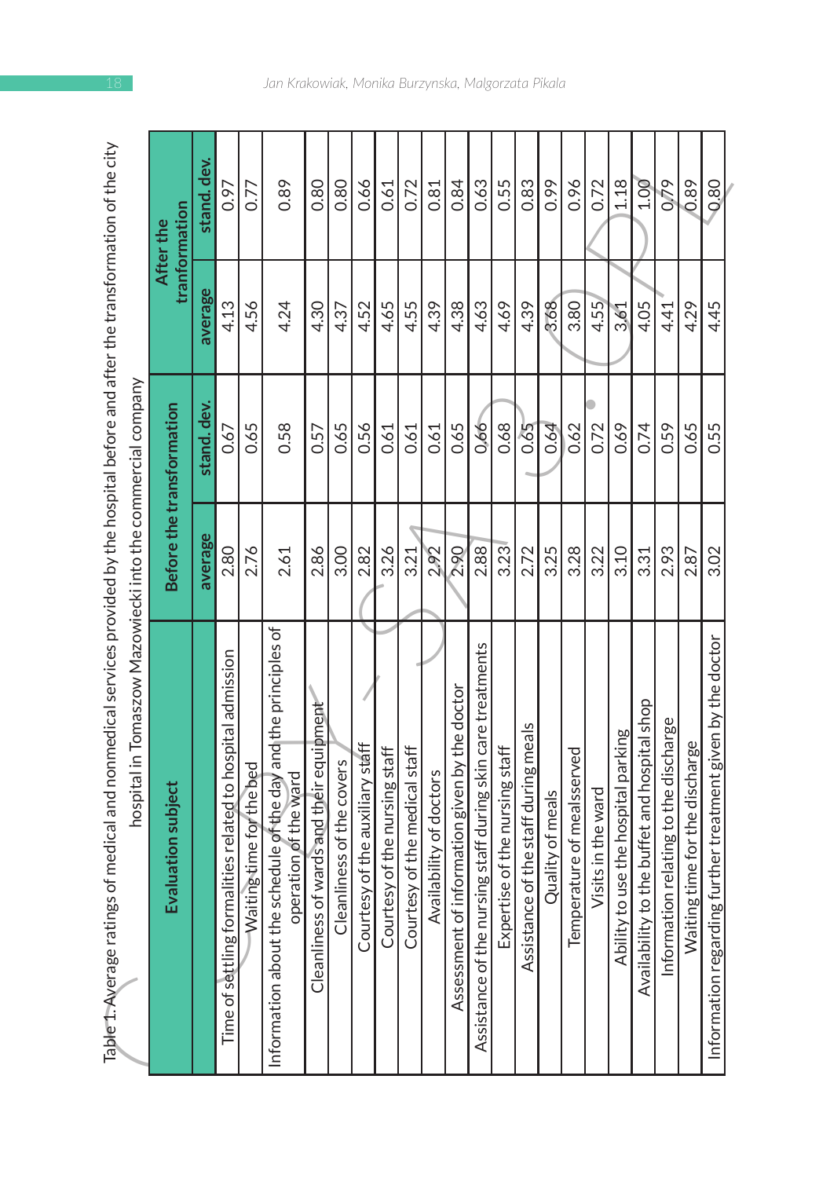Table 1. Average ratings of medical and nonmedical services provided by the hospital before and after the transformation of the city hospital in Tomaszow Mazowiecki into the commercial company

| Evaluation subject | Before the transformation | | After the tranformation | |
|---|---|---|---|---|
| | average | stand. dev. | average | stand. dev. |
| Time of settling formalities related to hospital admission | 2.80 | 0.67 | 4.13 | 0.97 |
| Waiting time for the bed | 2.76 | 0.65 | 4.56 | 0.77 |
| Information about the schedule of the day and the principles of operation of the ward | 2.61 | 0.58 | 4.24 | 0.89 |
| Cleanliness of wards and their equipment | 2.86 | 0.57 | 4.30 | 0.80 |
| Cleanliness of the covers | 3.00 | 0.65 | 4.37 | 0.80 |
| Courtesy of the auxiliary staff | 2.82 | 0.56 | 4.52 | 0.66 |
| Courtesy of the nursing staff | 3.26 | 0.61 | 4.65 | 0.61 |
| Courtesy of the medical staff | 3.21 | 0.61 | 4.55 | 0.72 |
| Availability of doctors | 2.92 | 0.61 | 4.39 | 0.81 |
| Assessment of information given by the doctor | 2.90 | 0.65 | 4.38 | 0.84 |
| Assistance of the nursing staff during skin care treatments | 2.88 | 0.66 | 4.63 | 0.63 |
| Expertise of the nursing staff | 3.23 | 0.68 | 4.69 | 0.55 |
| Assistance of the staff during meals | 2.72 | 0.65 | 4.39 | 0.83 |
| Quality of meals | 3.25 | 0.64 | 3.68 | 0.99 |
| Temperature of mealsserved | 3.28 | 0.62 | 3.80 | 0.96 |
| Visits in the ward | 3.22 | 0.72 | 4.55 | 0.72 |
| Ability to use the hospital parking | 3.10 | 0.69 | 3.61 | 1.18 |
| Availability to the buffet and hospital shop | 3.31 | 0.74 | 4.05 | 1.00 |
| Information relating to the discharge | 2.93 | 0.59 | 4.41 | 0.79 |
| Waiting time for the discharge | 2.87 | 0.65 | 4.29 | 0.89 |
| Information regarding further treatment given by the doctor | 3.02 | 0.55 | 4.45 | 0.80 |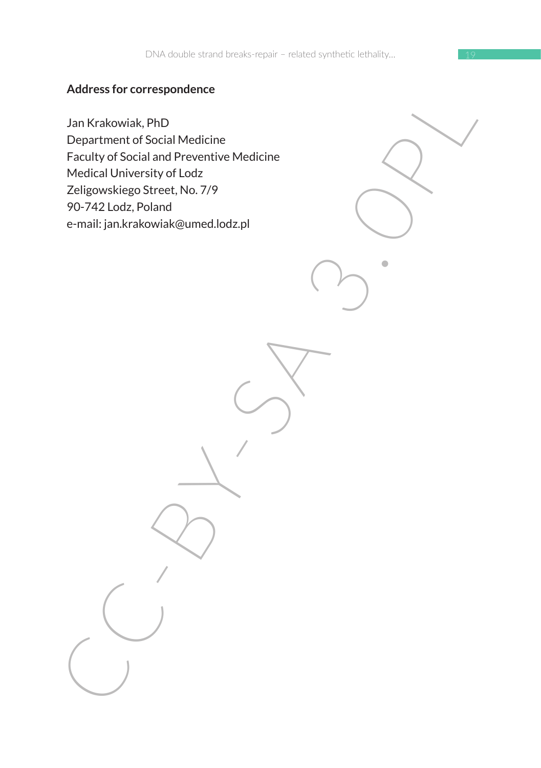**Address for correspondence**

Jan Krakowiak, PhD
Department of Social Medicine
Faculty of Social and Preventive Medicine
Medical University of Lodz
Zeligowskiego Street, No. 7/9
90-742 Lodz, Poland
e-mail: jan.krakowiak@umed.lodz.pl